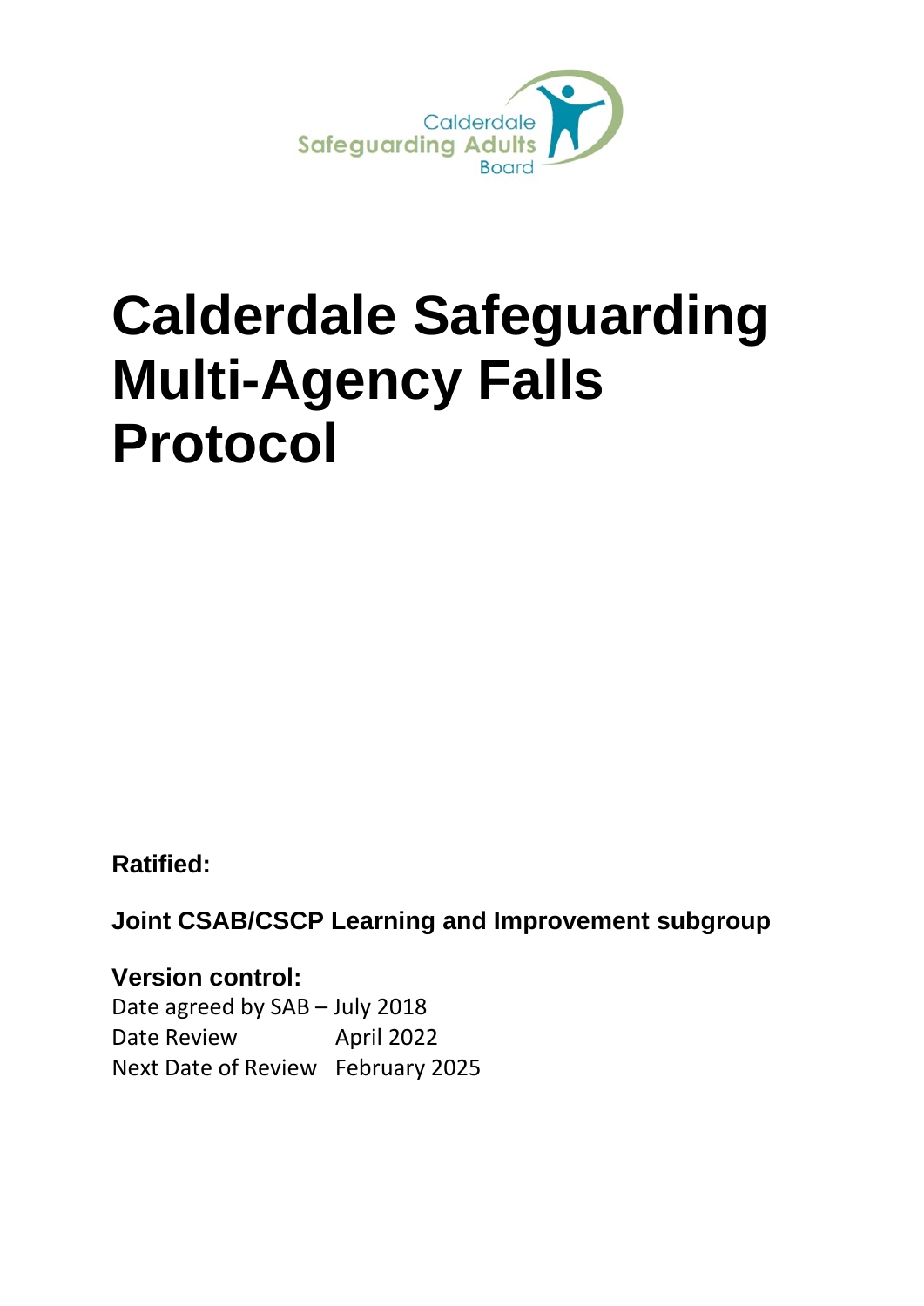Calderdale Safeguarding Adults Board

# Calderdale Safeguarding Multi-Agency Falls Protocol

**Ratified:**

**Joint CSAB/CSCP Learning and Improvement subgroup**

**Version control:**

Date agreed by SAB – July 2018
Date Review April 2022
Next Date of Review February 2025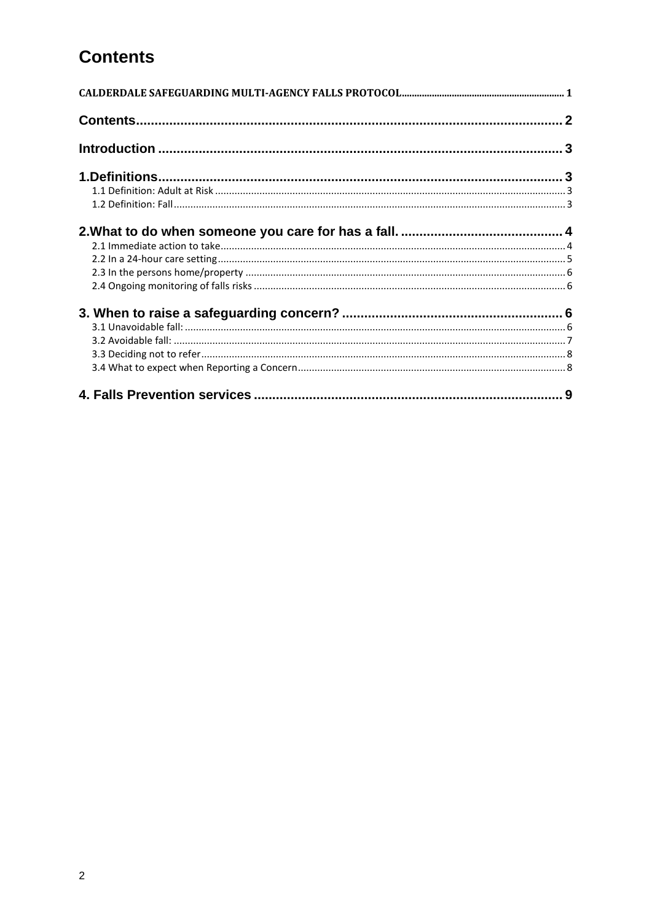# Contents

CALDERDALE SAFEGUARDING MULTI-AGENCY FALLS PROTOCOL ........ 1

Contents ........ 2

Introduction ........ 3

1.Definitions ........ 3
- 1.1 Definition: Adult at Risk ........ 3
- 1.2 Definition: Fall ........ 3

2.What to do when someone you care for has a fall. ........ 4
- 2.1 Immediate action to take ........ 4
- 2.2 In a 24-hour care setting ........ 5
- 2.3 In the persons home/property ........ 6
- 2.4 Ongoing monitoring of falls risks ........ 6

3. When to raise a safeguarding concern? ........ 6
- 3.1 Unavoidable fall: ........ 6
- 3.2 Avoidable fall: ........ 7
- 3.3 Deciding not to refer ........ 8
- 3.4 What to expect when Reporting a Concern ........ 8

4. Falls Prevention services ........ 9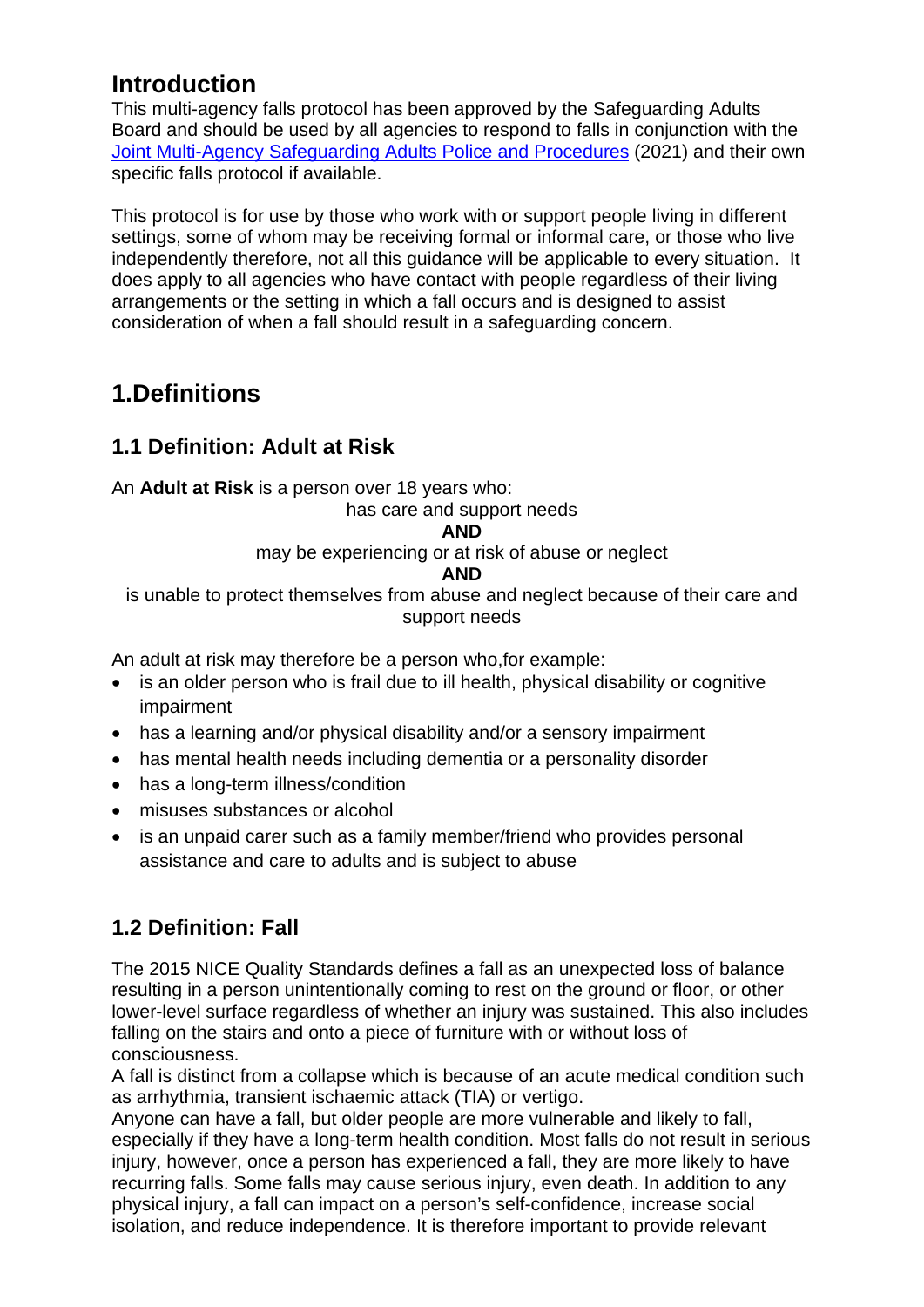## Introduction

This multi-agency falls protocol has been approved by the Safeguarding Adults Board and should be used by all agencies to respond to falls in conjunction with the [Joint Multi-Agency Safeguarding Adults Police and Procedures](#) (2021) and their own specific falls protocol if available.

This protocol is for use by those who work with or support people living in different settings, some of whom may be receiving formal or informal care, or those who live independently therefore, not all this guidance will be applicable to every situation. It does apply to all agencies who have contact with people regardless of their living arrangements or the setting in which a fall occurs and is designed to assist consideration of when a fall should result in a safeguarding concern.

## 1.Definitions

### 1.1 Definition: Adult at Risk

An **Adult at Risk** is a person over 18 years who:

has care and support needs

**AND**

may be experiencing or at risk of abuse or neglect

**AND**

is unable to protect themselves from abuse and neglect because of their care and support needs

An adult at risk may therefore be a person who,for example:

- is an older person who is frail due to ill health, physical disability or cognitive impairment
- has a learning and/or physical disability and/or a sensory impairment
- has mental health needs including dementia or a personality disorder
- has a long-term illness/condition
- misuses substances or alcohol
- is an unpaid carer such as a family member/friend who provides personal assistance and care to adults and is subject to abuse

### 1.2 Definition: Fall

The 2015 NICE Quality Standards defines a fall as an unexpected loss of balance resulting in a person unintentionally coming to rest on the ground or floor, or other lower-level surface regardless of whether an injury was sustained. This also includes falling on the stairs and onto a piece of furniture with or without loss of consciousness.
A fall is distinct from a collapse which is because of an acute medical condition such as arrhythmia, transient ischaemic attack (TIA) or vertigo.
Anyone can have a fall, but older people are more vulnerable and likely to fall, especially if they have a long-term health condition. Most falls do not result in serious injury, however, once a person has experienced a fall, they are more likely to have recurring falls. Some falls may cause serious injury, even death. In addition to any physical injury, a fall can impact on a person's self-confidence, increase social isolation, and reduce independence. It is therefore important to provide relevant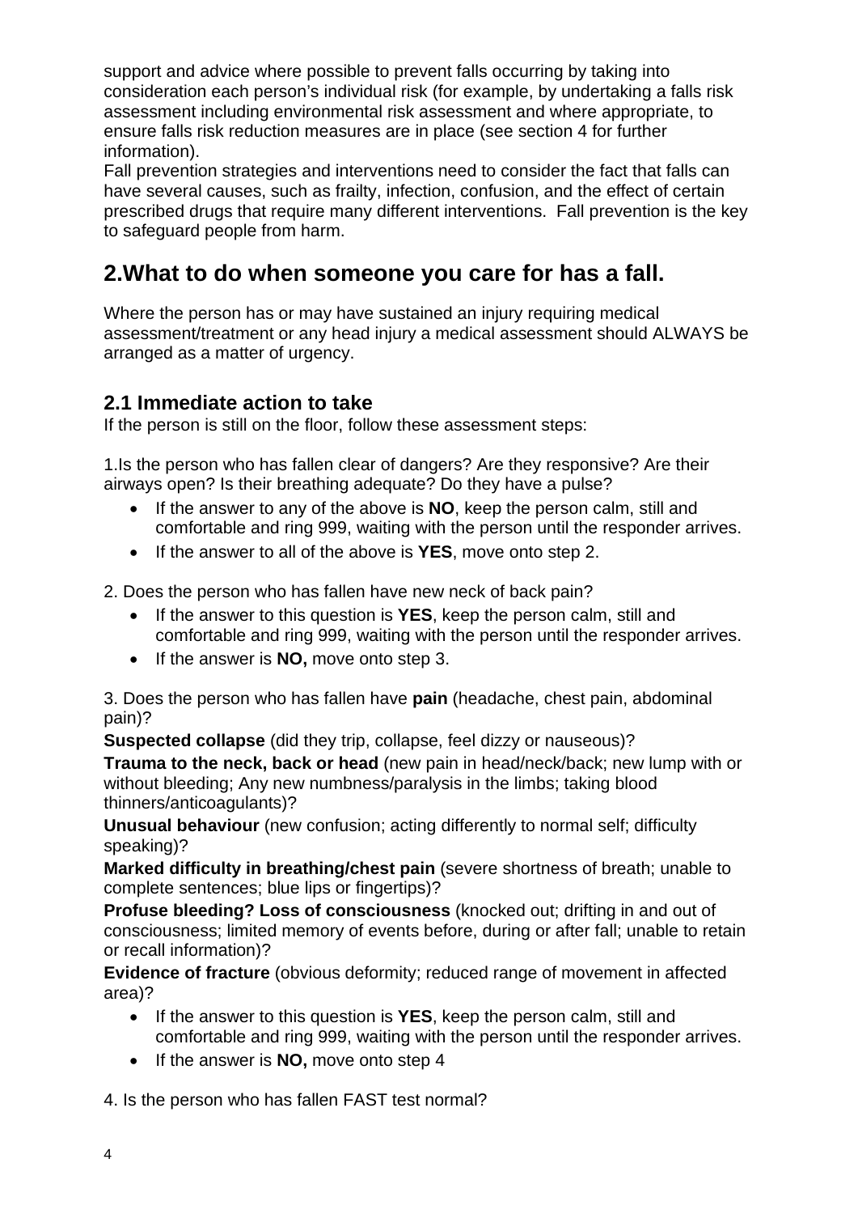support and advice where possible to prevent falls occurring by taking into consideration each person's individual risk (for example, by undertaking a falls risk assessment including environmental risk assessment and where appropriate, to ensure falls risk reduction measures are in place (see section 4 for further information).

Fall prevention strategies and interventions need to consider the fact that falls can have several causes, such as frailty, infection, confusion, and the effect of certain prescribed drugs that require many different interventions. Fall prevention is the key to safeguard people from harm.

## 2.What to do when someone you care for has a fall.

Where the person has or may have sustained an injury requiring medical assessment/treatment or any head injury a medical assessment should ALWAYS be arranged as a matter of urgency.

### 2.1 Immediate action to take

If the person is still on the floor, follow these assessment steps:

1.Is the person who has fallen clear of dangers? Are they responsive? Are their airways open? Is their breathing adequate? Do they have a pulse?

- If the answer to any of the above is **NO**, keep the person calm, still and comfortable and ring 999, waiting with the person until the responder arrives.
- If the answer to all of the above is **YES**, move onto step 2.

2. Does the person who has fallen have new neck of back pain?

- If the answer to this question is **YES**, keep the person calm, still and comfortable and ring 999, waiting with the person until the responder arrives.
- If the answer is **NO,** move onto step 3.

3. Does the person who has fallen have **pain** (headache, chest pain, abdominal pain)?

**Suspected collapse** (did they trip, collapse, feel dizzy or nauseous)?

**Trauma to the neck, back or head** (new pain in head/neck/back; new lump with or without bleeding; Any new numbness/paralysis in the limbs; taking blood thinners/anticoagulants)?

**Unusual behaviour** (new confusion; acting differently to normal self; difficulty speaking)?

**Marked difficulty in breathing/chest pain** (severe shortness of breath; unable to complete sentences; blue lips or fingertips)?

**Profuse bleeding? Loss of consciousness** (knocked out; drifting in and out of consciousness; limited memory of events before, during or after fall; unable to retain or recall information)?

**Evidence of fracture** (obvious deformity; reduced range of movement in affected area)?

- If the answer to this question is **YES**, keep the person calm, still and comfortable and ring 999, waiting with the person until the responder arrives.
- If the answer is **NO,** move onto step 4

4. Is the person who has fallen FAST test normal?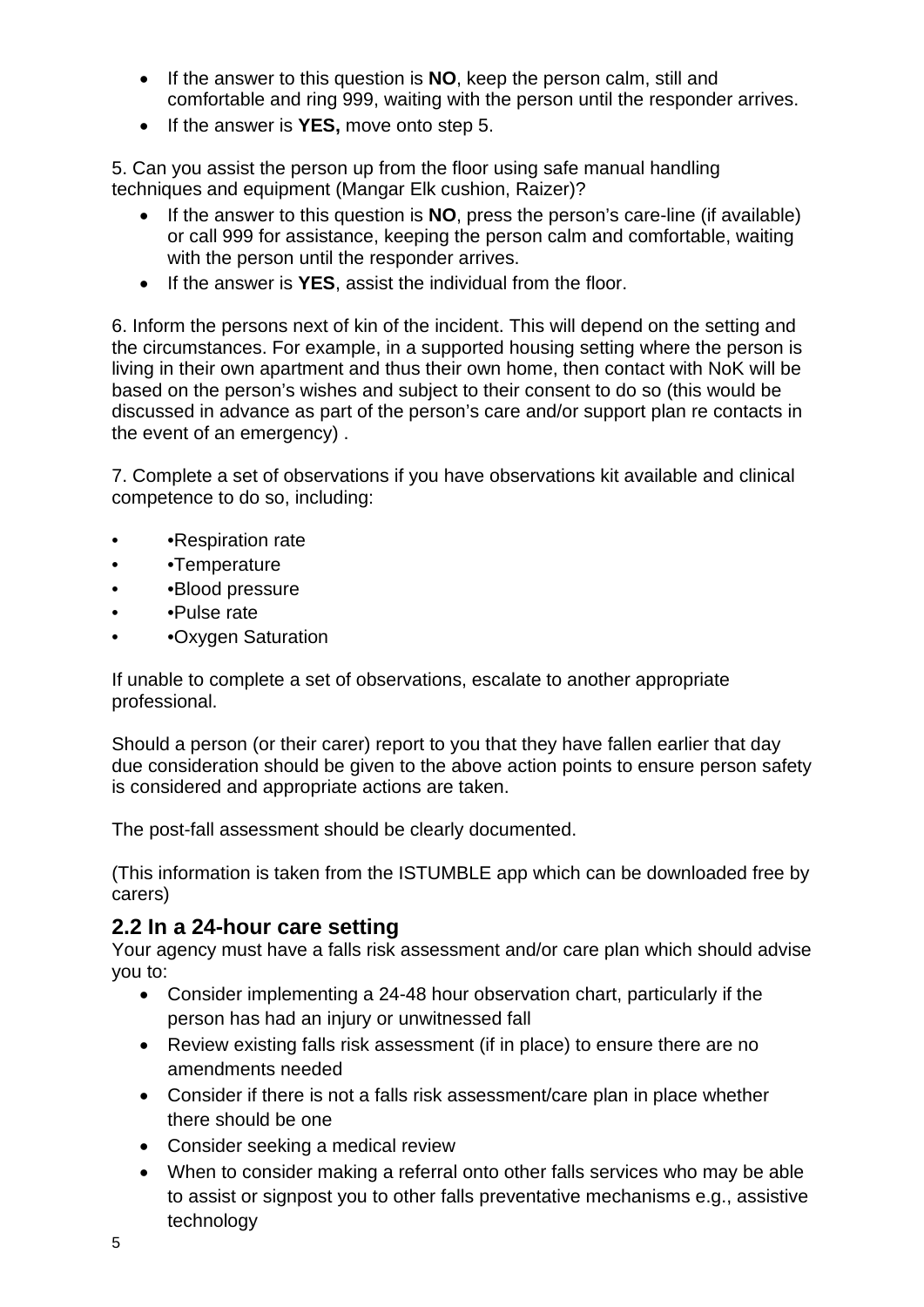- If the answer to this question is **NO**, keep the person calm, still and comfortable and ring 999, waiting with the person until the responder arrives.
- If the answer is **YES,** move onto step 5.

5. Can you assist the person up from the floor using safe manual handling techniques and equipment (Mangar Elk cushion, Raizer)?

- If the answer to this question is **NO**, press the person's care-line (if available) or call 999 for assistance, keeping the person calm and comfortable, waiting with the person until the responder arrives.
- If the answer is **YES**, assist the individual from the floor.

6. Inform the persons next of kin of the incident. This will depend on the setting and the circumstances. For example, in a supported housing setting where the person is living in their own apartment and thus their own home, then contact with NoK will be based on the person's wishes and subject to their consent to do so (this would be discussed in advance as part of the person's care and/or support plan re contacts in the event of an emergency) .

7. Complete a set of observations if you have observations kit available and clinical competence to do so, including:

- •Respiration rate
- •Temperature
- •Blood pressure
- •Pulse rate
- •Oxygen Saturation

If unable to complete a set of observations, escalate to another appropriate professional.

Should a person (or their carer) report to you that they have fallen earlier that day due consideration should be given to the above action points to ensure person safety is considered and appropriate actions are taken.

The post-fall assessment should be clearly documented.

(This information is taken from the ISTUMBLE app which can be downloaded free by carers)

## 2.2 In a 24-hour care setting

Your agency must have a falls risk assessment and/or care plan which should advise you to:

- Consider implementing a 24-48 hour observation chart, particularly if the person has had an injury or unwitnessed fall
- Review existing falls risk assessment (if in place) to ensure there are no amendments needed
- Consider if there is not a falls risk assessment/care plan in place whether there should be one
- Consider seeking a medical review
- When to consider making a referral onto other falls services who may be able to assist or signpost you to other falls preventative mechanisms e.g., assistive technology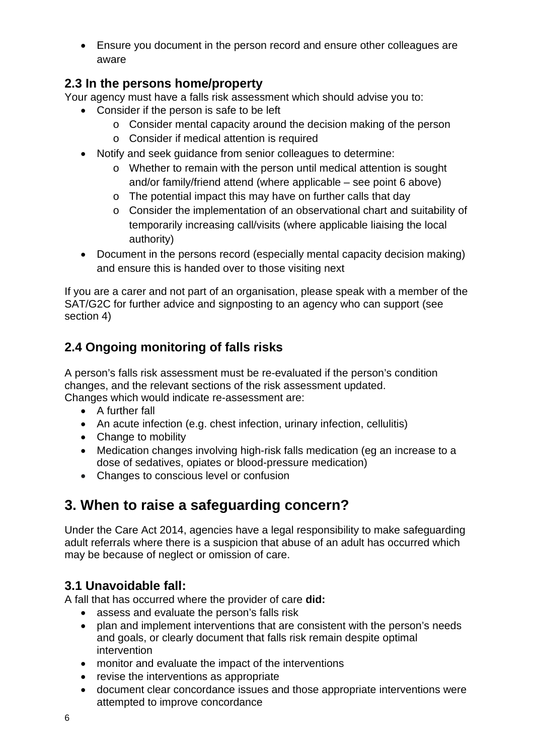- Ensure you document in the person record and ensure other colleagues are aware

### 2.3 In the persons home/property

Your agency must have a falls risk assessment which should advise you to:

- Consider if the person is safe to be left
  - Consider mental capacity around the decision making of the person
  - Consider if medical attention is required
- Notify and seek guidance from senior colleagues to determine:
  - Whether to remain with the person until medical attention is sought and/or family/friend attend (where applicable – see point 6 above)
  - The potential impact this may have on further calls that day
  - Consider the implementation of an observational chart and suitability of temporarily increasing call/visits (where applicable liaising the local authority)
- Document in the persons record (especially mental capacity decision making) and ensure this is handed over to those visiting next

If you are a carer and not part of an organisation, please speak with a member of the SAT/G2C for further advice and signposting to an agency who can support (see section 4)

### 2.4 Ongoing monitoring of falls risks

A person's falls risk assessment must be re-evaluated if the person's condition changes, and the relevant sections of the risk assessment updated.
Changes which would indicate re-assessment are:

- A further fall
- An acute infection (e.g. chest infection, urinary infection, cellulitis)
- Change to mobility
- Medication changes involving high-risk falls medication (eg an increase to a dose of sedatives, opiates or blood-pressure medication)
- Changes to conscious level or confusion

## 3. When to raise a safeguarding concern?

Under the Care Act 2014, agencies have a legal responsibility to make safeguarding adult referrals where there is a suspicion that abuse of an adult has occurred which may be because of neglect or omission of care.

### 3.1 Unavoidable fall:

A fall that has occurred where the provider of care **did:**

- assess and evaluate the person's falls risk
- plan and implement interventions that are consistent with the person's needs and goals, or clearly document that falls risk remain despite optimal intervention
- monitor and evaluate the impact of the interventions
- revise the interventions as appropriate
- document clear concordance issues and those appropriate interventions were attempted to improve concordance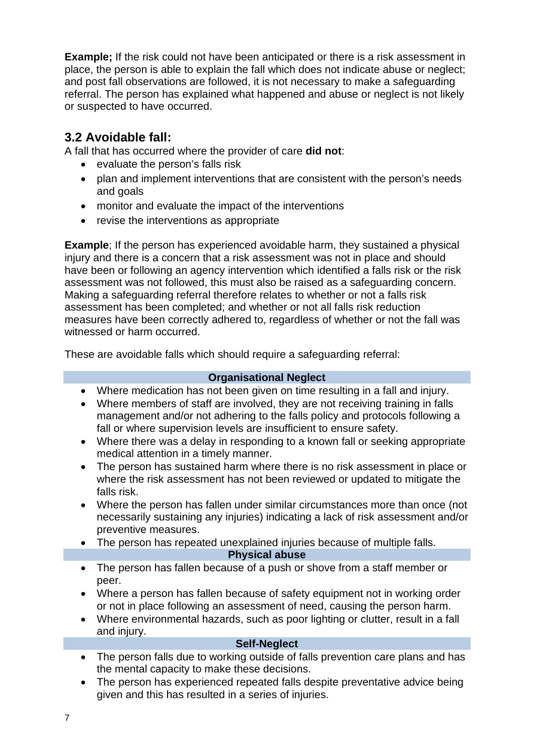**Example;** If the risk could not have been anticipated or there is a risk assessment in place, the person is able to explain the fall which does not indicate abuse or neglect; and post fall observations are followed, it is not necessary to make a safeguarding referral. The person has explained what happened and abuse or neglect is not likely or suspected to have occurred.

## 3.2 Avoidable fall:

A fall that has occurred where the provider of care **did not**:

- evaluate the person's falls risk
- plan and implement interventions that are consistent with the person's needs and goals
- monitor and evaluate the impact of the interventions
- revise the interventions as appropriate

**Example**; If the person has experienced avoidable harm, they sustained a physical injury and there is a concern that a risk assessment was not in place and should have been or following an agency intervention which identified a falls risk or the risk assessment was not followed, this must also be raised as a safeguarding concern. Making a safeguarding referral therefore relates to whether or not a falls risk assessment has been completed; and whether or not all falls risk reduction measures have been correctly adhered to, regardless of whether or not the fall was witnessed or harm occurred.

These are avoidable falls which should require a safeguarding referral:

**Organisational Neglect**

- Where medication has not been given on time resulting in a fall and injury.
- Where members of staff are involved, they are not receiving training in falls management and/or not adhering to the falls policy and protocols following a fall or where supervision levels are insufficient to ensure safety.
- Where there was a delay in responding to a known fall or seeking appropriate medical attention in a timely manner.
- The person has sustained harm where there is no risk assessment in place or where the risk assessment has not been reviewed or updated to mitigate the falls risk.
- Where the person has fallen under similar circumstances more than once (not necessarily sustaining any injuries) indicating a lack of risk assessment and/or preventive measures.
- The person has repeated unexplained injuries because of multiple falls.

**Physical abuse**

- The person has fallen because of a push or shove from a staff member or peer.
- Where a person has fallen because of safety equipment not in working order or not in place following an assessment of need, causing the person harm.
- Where environmental hazards, such as poor lighting or clutter, result in a fall and injury.

**Self-Neglect**

- The person falls due to working outside of falls prevention care plans and has the mental capacity to make these decisions.
- The person has experienced repeated falls despite preventative advice being given and this has resulted in a series of injuries.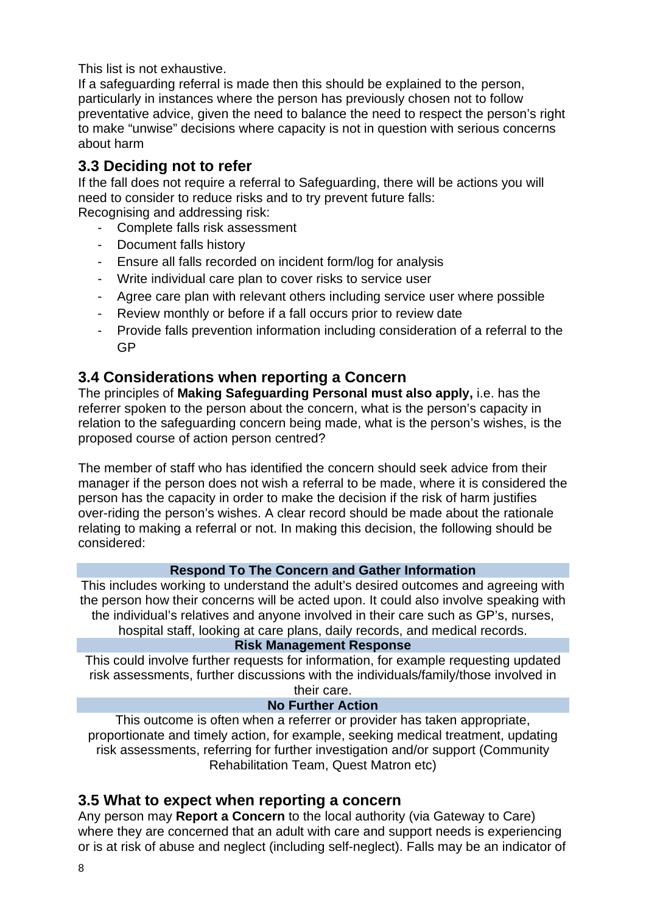This list is not exhaustive.
If a safeguarding referral is made then this should be explained to the person, particularly in instances where the person has previously chosen not to follow preventative advice, given the need to balance the need to respect the person's right to make "unwise" decisions where capacity is not in question with serious concerns about harm

## 3.3 Deciding not to refer

If the fall does not require a referral to Safeguarding, there will be actions you will need to consider to reduce risks and to try prevent future falls:
Recognising and addressing risk:

- Complete falls risk assessment
- Document falls history
- Ensure all falls recorded on incident form/log for analysis
- Write individual care plan to cover risks to service user
- Agree care plan with relevant others including service user where possible
- Review monthly or before if a fall occurs prior to review date
- Provide falls prevention information including consideration of a referral to the GP

## 3.4 Considerations when reporting a Concern

The principles of **Making Safeguarding Personal must also apply,** i.e. has the referrer spoken to the person about the concern, what is the person's capacity in relation to the safeguarding concern being made, what is the person's wishes, is the proposed course of action person centred?

The member of staff who has identified the concern should seek advice from their manager if the person does not wish a referral to be made, where it is considered the person has the capacity in order to make the decision if the risk of harm justifies over-riding the person's wishes. A clear record should be made about the rationale relating to making a referral or not. In making this decision, the following should be considered:

| **Respond To The Concern and Gather Information** |
|---|
| This includes working to understand the adult's desired outcomes and agreeing with the person how their concerns will be acted upon. It could also involve speaking with the individual's relatives and anyone involved in their care such as GP's, nurses, hospital staff, looking at care plans, daily records, and medical records. |
| **Risk Management Response** |
| This could involve further requests for information, for example requesting updated risk assessments, further discussions with the individuals/family/those involved in their care. |
| **No Further Action** |
| This outcome is often when a referrer or provider has taken appropriate, proportionate and timely action, for example, seeking medical treatment, updating risk assessments, referring for further investigation and/or support (Community Rehabilitation Team, Quest Matron etc) |

## 3.5 What to expect when reporting a concern

Any person may **Report a Concern** to the local authority (via Gateway to Care) where they are concerned that an adult with care and support needs is experiencing or is at risk of abuse and neglect (including self-neglect). Falls may be an indicator of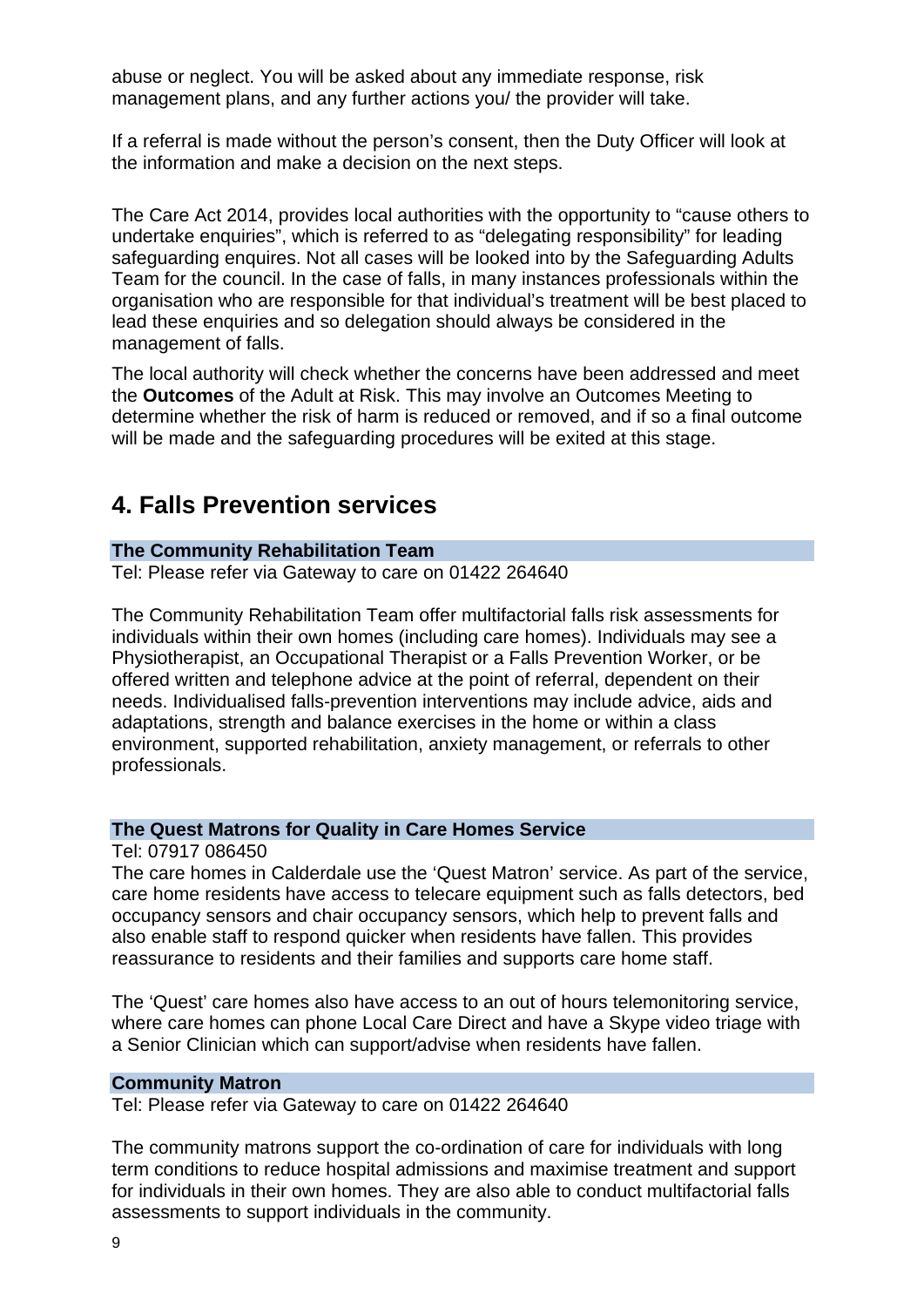abuse or neglect. You will be asked about any immediate response, risk management plans, and any further actions you/ the provider will take.

If a referral is made without the person's consent, then the Duty Officer will look at the information and make a decision on the next steps.

The Care Act 2014, provides local authorities with the opportunity to "cause others to undertake enquiries", which is referred to as "delegating responsibility" for leading safeguarding enquires. Not all cases will be looked into by the Safeguarding Adults Team for the council. In the case of falls, in many instances professionals within the organisation who are responsible for that individual's treatment will be best placed to lead these enquiries and so delegation should always be considered in the management of falls.

The local authority will check whether the concerns have been addressed and meet the **Outcomes** of the Adult at Risk. This may involve an Outcomes Meeting to determine whether the risk of harm is reduced or removed, and if so a final outcome will be made and the safeguarding procedures will be exited at this stage.

## 4. Falls Prevention services

### The Community Rehabilitation Team

Tel: Please refer via Gateway to care on 01422 264640

The Community Rehabilitation Team offer multifactorial falls risk assessments for individuals within their own homes (including care homes). Individuals may see a Physiotherapist, an Occupational Therapist or a Falls Prevention Worker, or be offered written and telephone advice at the point of referral, dependent on their needs. Individualised falls-prevention interventions may include advice, aids and adaptations, strength and balance exercises in the home or within a class environment, supported rehabilitation, anxiety management, or referrals to other professionals.

### The Quest Matrons for Quality in Care Homes Service

Tel: 07917 086450

The care homes in Calderdale use the 'Quest Matron' service. As part of the service, care home residents have access to telecare equipment such as falls detectors, bed occupancy sensors and chair occupancy sensors, which help to prevent falls and also enable staff to respond quicker when residents have fallen. This provides reassurance to residents and their families and supports care home staff.

The 'Quest' care homes also have access to an out of hours telemonitoring service, where care homes can phone Local Care Direct and have a Skype video triage with a Senior Clinician which can support/advise when residents have fallen.

### Community Matron

Tel: Please refer via Gateway to care on 01422 264640

The community matrons support the co-ordination of care for individuals with long term conditions to reduce hospital admissions and maximise treatment and support for individuals in their own homes. They are also able to conduct multifactorial falls assessments to support individuals in the community.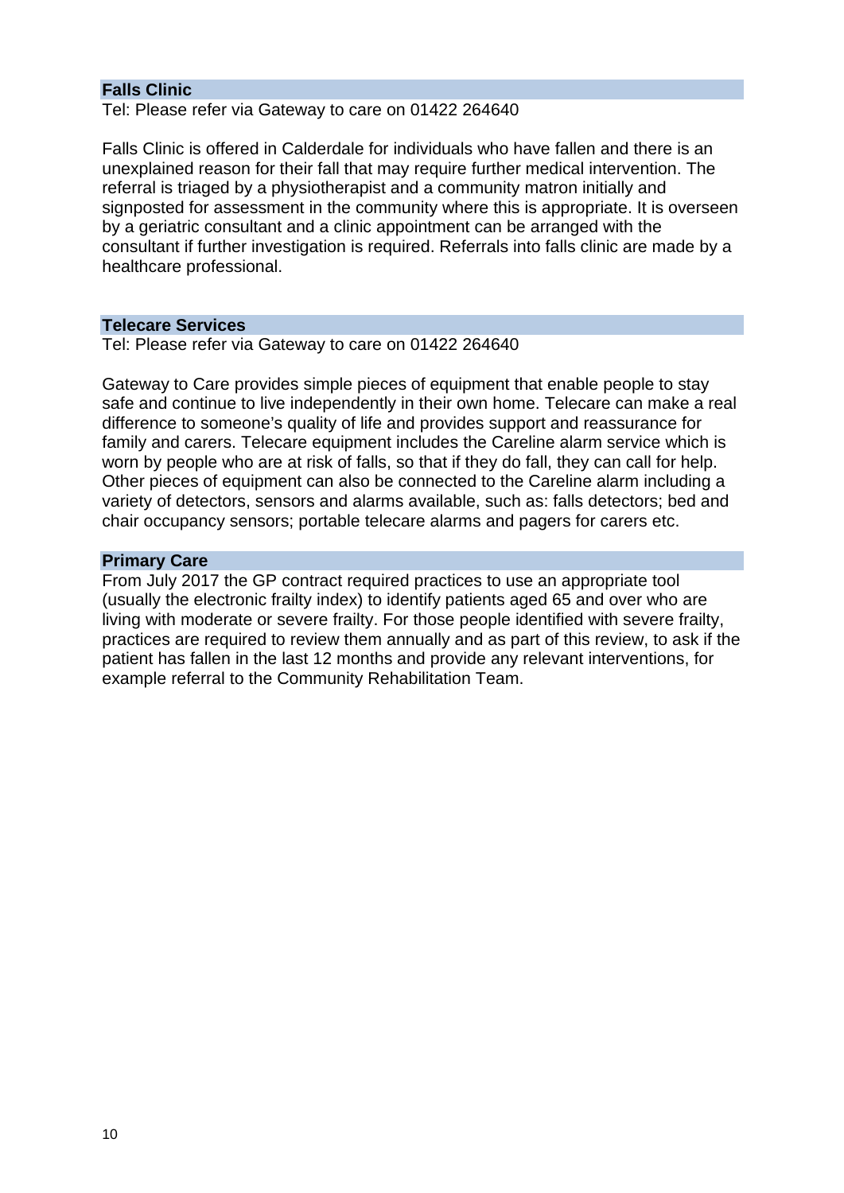## Falls Clinic

Tel: Please refer via Gateway to care on 01422 264640

Falls Clinic is offered in Calderdale for individuals who have fallen and there is an unexplained reason for their fall that may require further medical intervention. The referral is triaged by a physiotherapist and a community matron initially and signposted for assessment in the community where this is appropriate. It is overseen by a geriatric consultant and a clinic appointment can be arranged with the consultant if further investigation is required. Referrals into falls clinic are made by a healthcare professional.

## Telecare Services

Tel: Please refer via Gateway to care on 01422 264640

Gateway to Care provides simple pieces of equipment that enable people to stay safe and continue to live independently in their own home. Telecare can make a real difference to someone's quality of life and provides support and reassurance for family and carers. Telecare equipment includes the Careline alarm service which is worn by people who are at risk of falls, so that if they do fall, they can call for help. Other pieces of equipment can also be connected to the Careline alarm including a variety of detectors, sensors and alarms available, such as: falls detectors; bed and chair occupancy sensors; portable telecare alarms and pagers for carers etc.

## Primary Care

From July 2017 the GP contract required practices to use an appropriate tool (usually the electronic frailty index) to identify patients aged 65 and over who are living with moderate or severe frailty. For those people identified with severe frailty, practices are required to review them annually and as part of this review, to ask if the patient has fallen in the last 12 months and provide any relevant interventions, for example referral to the Community Rehabilitation Team.